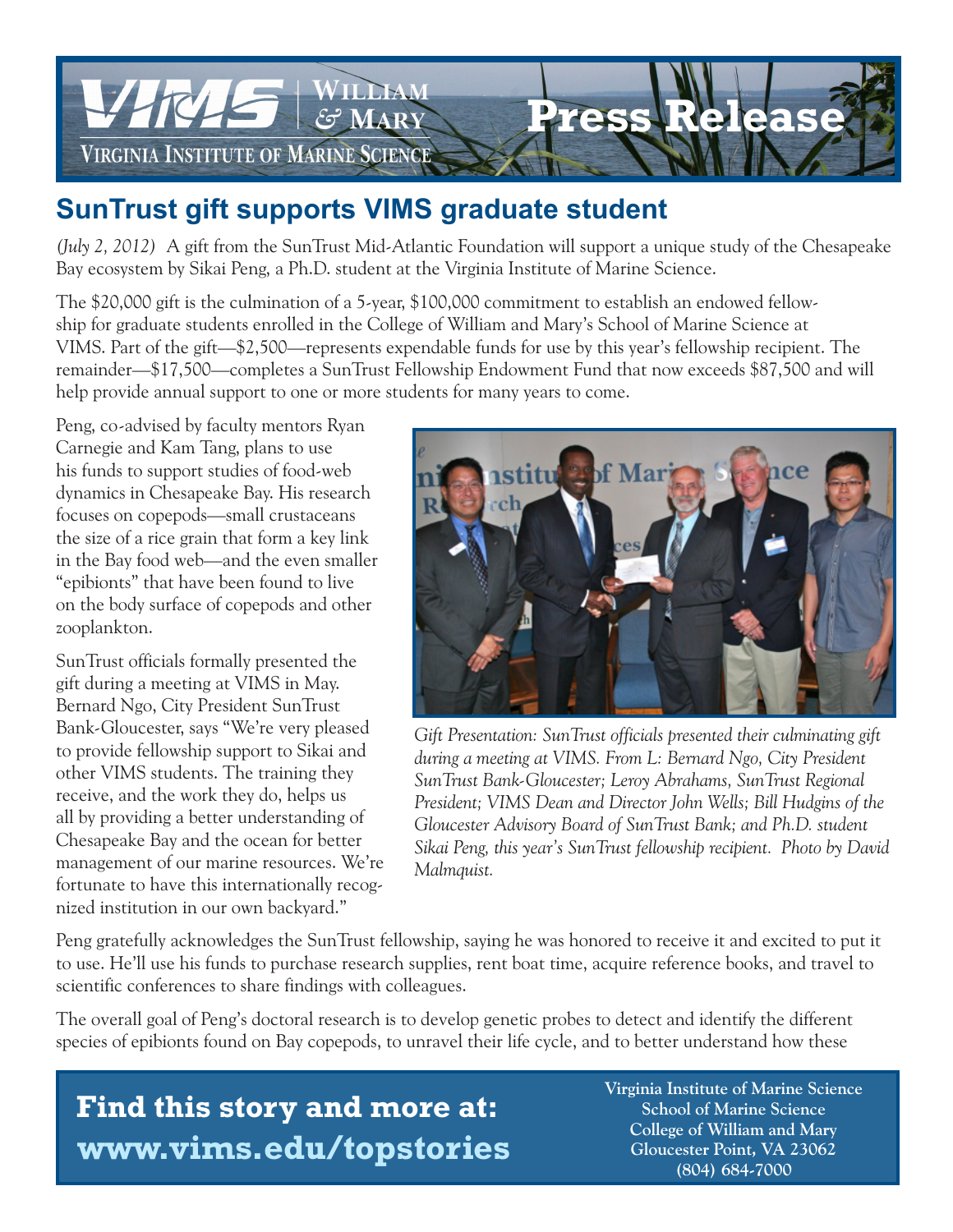# SunTrust gift supports VIMS graduate student

*(July 2, 2012)* A gift from the SunTrust Mid-Atlantic Foundation will support a unique study of the Chesapeake Bay ecosystem by Sikai Peng, a Ph.D. student at the Virginia Institute of Marine Science.

The $20,000 gift is the culmination of a 5-year, $100,000 commitment to establish an endowed fellowship for graduate students enrolled in the College of William and Mary's School of Marine Science at VIMS. Part of the gift—$2,500—represents expendable funds for use by this year's fellowship recipient. The remainder—$17,500—completes a SunTrust Fellowship Endowment Fund that now exceeds $87,500 and will help provide annual support to one or more students for many years to come.

Peng, co-advised by faculty mentors Ryan Carnegie and Kam Tang, plans to use his funds to support studies of food-web dynamics in Chesapeake Bay. His research focuses on copepods—small crustaceans the size of a rice grain that form a key link in the Bay food web—and the even smaller "epibionts" that have been found to live on the body surface of copepods and other zooplankton.

SunTrust officials formally presented the gift during a meeting at VIMS in May. Bernard Ngo, City President SunTrust Bank-Gloucester, says "We're very pleased to provide fellowship support to Sikai and other VIMS students. The training they receive, and the work they do, helps us all by providing a better understanding of Chesapeake Bay and the ocean for better management of our marine resources. We're fortunate to have this internationally recognized institution in our own backyard."

*Gift Presentation: SunTrust officials presented their culminating gift during a meeting at VIMS. From L: Bernard Ngo, City President SunTrust Bank-Gloucester; Leroy Abrahams, SunTrust Regional President; VIMS Dean and Director John Wells; Bill Hudgins of the Gloucester Advisory Board of SunTrust Bank; and Ph.D. student Sikai Peng, this year's SunTrust fellowship recipient. Photo by David Malmquist.*

Peng gratefully acknowledges the SunTrust fellowship, saying he was honored to receive it and excited to put it to use. He'll use his funds to purchase research supplies, rent boat time, acquire reference books, and travel to scientific conferences to share findings with colleagues.

The overall goal of Peng's doctoral research is to develop genetic probes to detect and identify the different species of epibionts found on Bay copepods, to unravel their life cycle, and to better understand how these

**Find this story and more at: www.vims.edu/topstories**

**Virginia Institute of Marine Science**
**School of Marine Science**
**College of William and Mary**
**Gloucester Point, VA 23062**
**(804) 684-7000**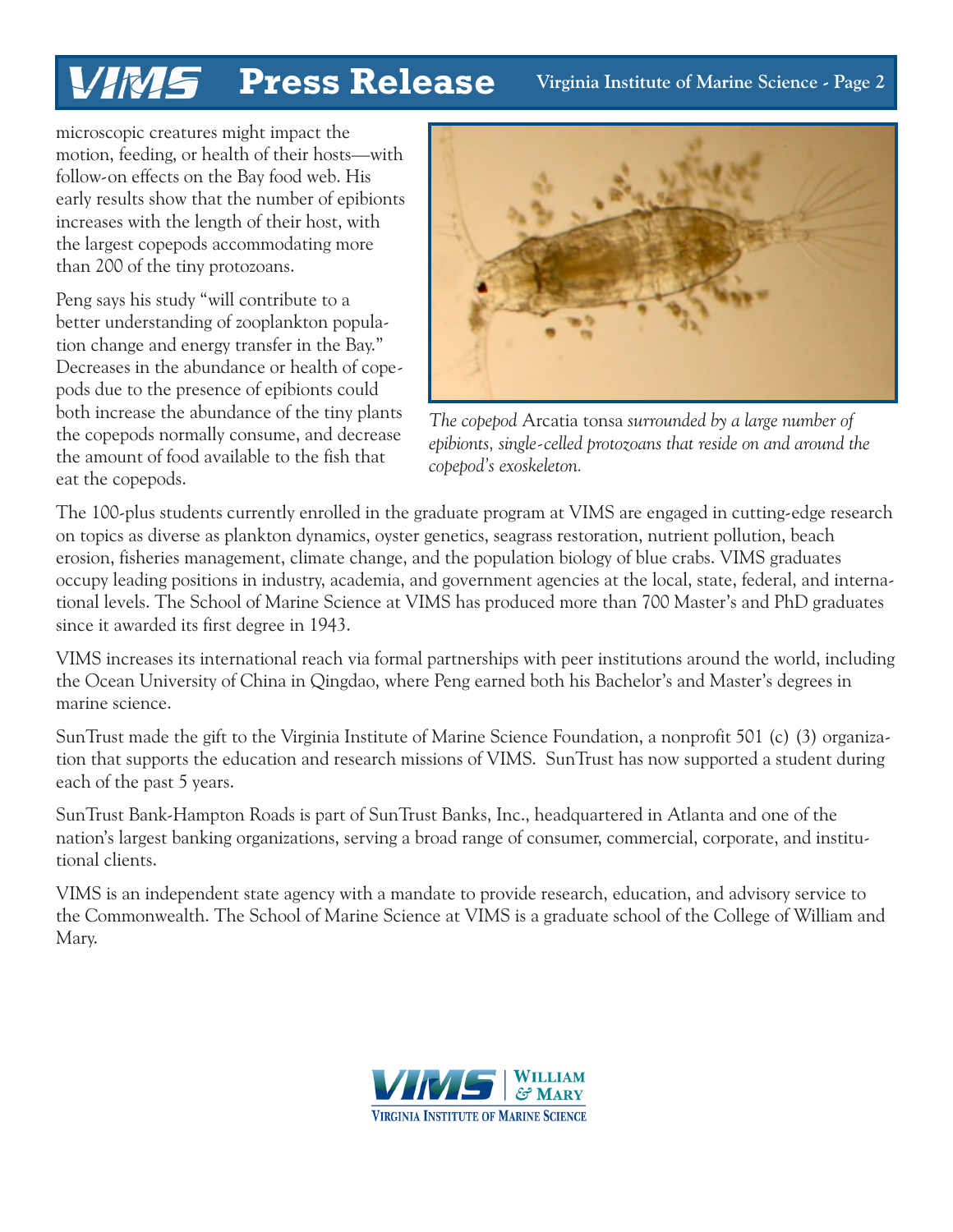microscopic creatures might impact the motion, feeding, or health of their hosts—with follow-on effects on the Bay food web. His early results show that the number of epibionts increases with the length of their host, with the largest copepods accommodating more than 200 of the tiny protozoans.

Peng says his study "will contribute to a better understanding of zooplankton population change and energy transfer in the Bay." Decreases in the abundance or health of copepods due to the presence of epibionts could both increase the abundance of the tiny plants the copepods normally consume, and decrease the amount of food available to the fish that eat the copepods.

*The copepod* Arcatia tonsa *surrounded by a large number of epibionts, single-celled protozoans that reside on and around the copepod's exoskeleton.*

The 100-plus students currently enrolled in the graduate program at VIMS are engaged in cutting-edge research on topics as diverse as plankton dynamics, oyster genetics, seagrass restoration, nutrient pollution, beach erosion, fisheries management, climate change, and the population biology of blue crabs. VIMS graduates occupy leading positions in industry, academia, and government agencies at the local, state, federal, and international levels. The School of Marine Science at VIMS has produced more than 700 Master's and PhD graduates since it awarded its first degree in 1943.

VIMS increases its international reach via formal partnerships with peer institutions around the world, including the Ocean University of China in Qingdao, where Peng earned both his Bachelor's and Master's degrees in marine science.

SunTrust made the gift to the Virginia Institute of Marine Science Foundation, a nonprofit 501 (c) (3) organization that supports the education and research missions of VIMS. SunTrust has now supported a student during each of the past 5 years.

SunTrust Bank-Hampton Roads is part of SunTrust Banks, Inc., headquartered in Atlanta and one of the nation's largest banking organizations, serving a broad range of consumer, commercial, corporate, and institutional clients.

VIMS is an independent state agency with a mandate to provide research, education, and advisory service to the Commonwealth. The School of Marine Science at VIMS is a graduate school of the College of William and Mary.